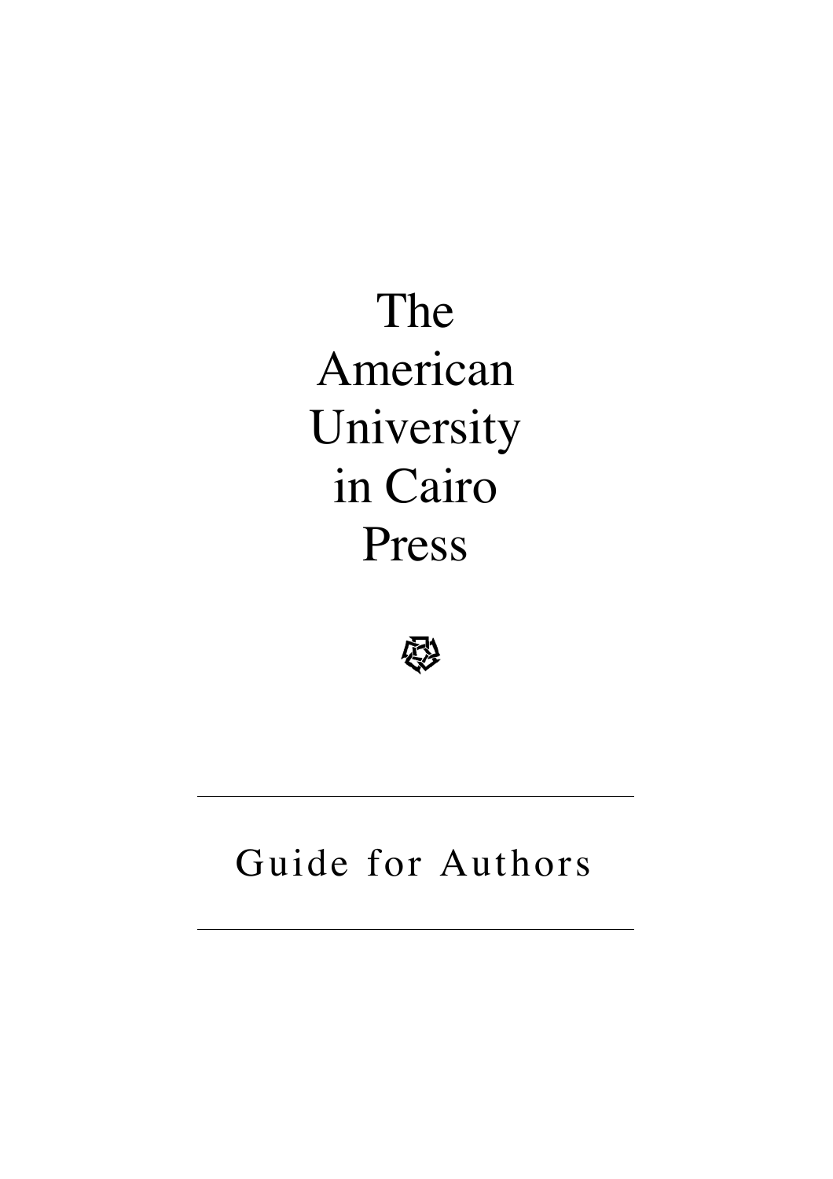# The American University in Cairo Press

---

## Guide for Authors

---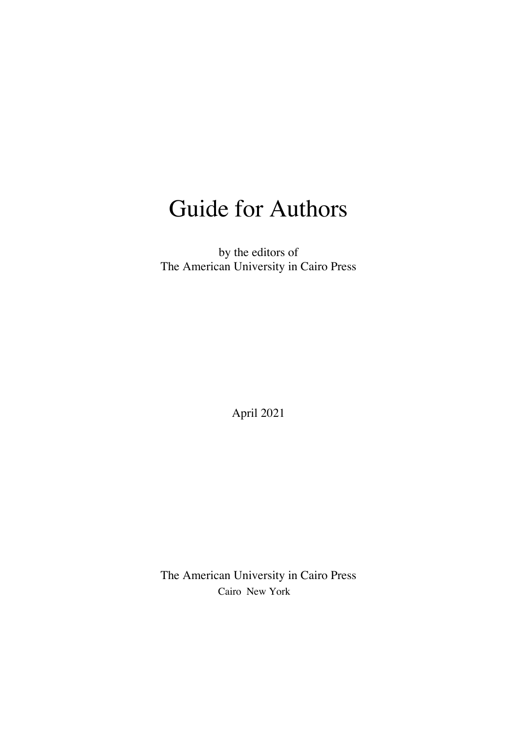# Guide for Authors

by the editors of
The American University in Cairo Press

April 2021

The American University in Cairo Press
Cairo New York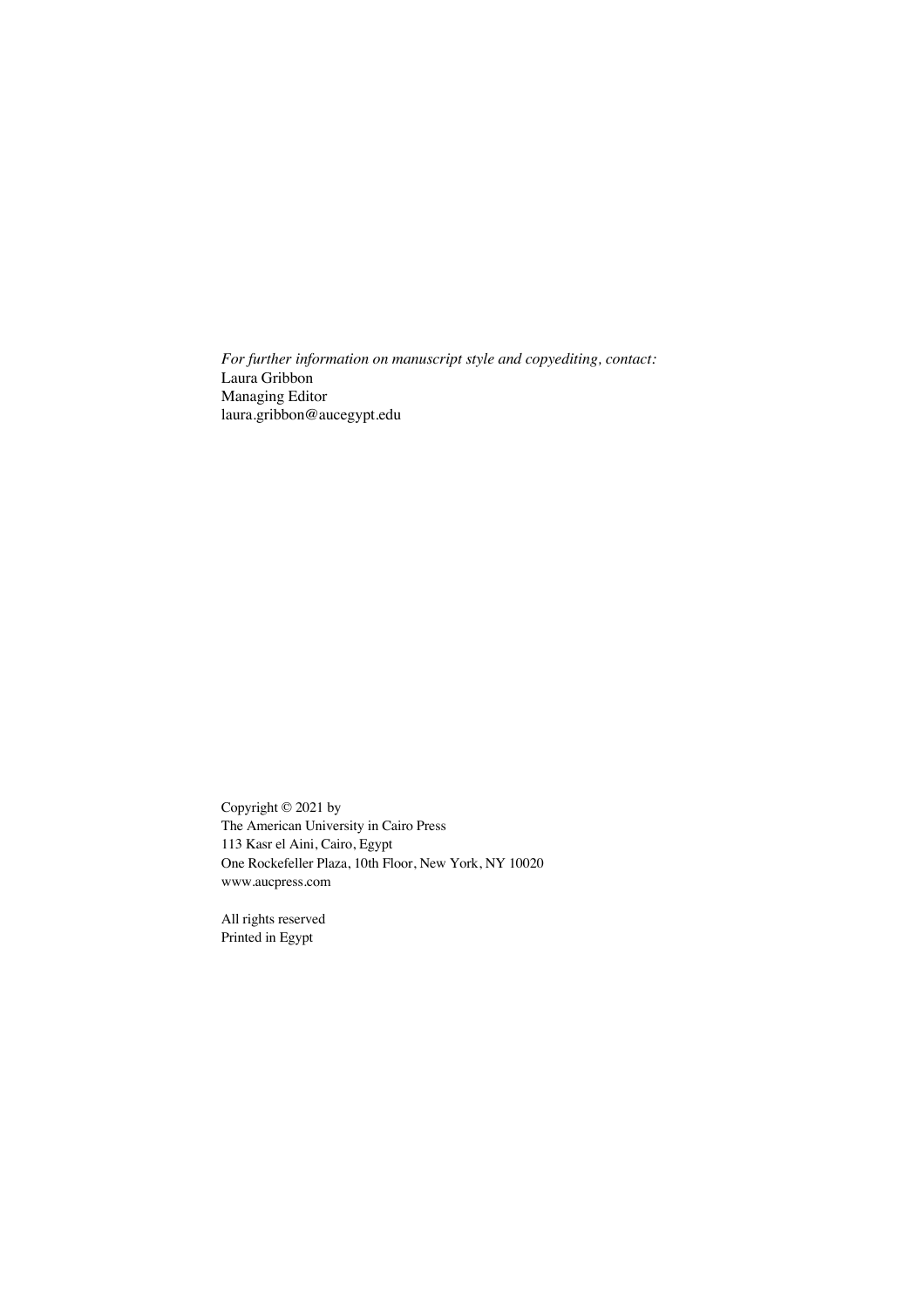*For further information on manuscript style and copyediting, contact:*
Laura Gribbon
Managing Editor
laura.gribbon@aucegypt.edu

Copyright © 2021 by
The American University in Cairo Press
113 Kasr el Aini, Cairo, Egypt
One Rockefeller Plaza, 10th Floor, New York, NY 10020
www.aucpress.com

All rights reserved
Printed in Egypt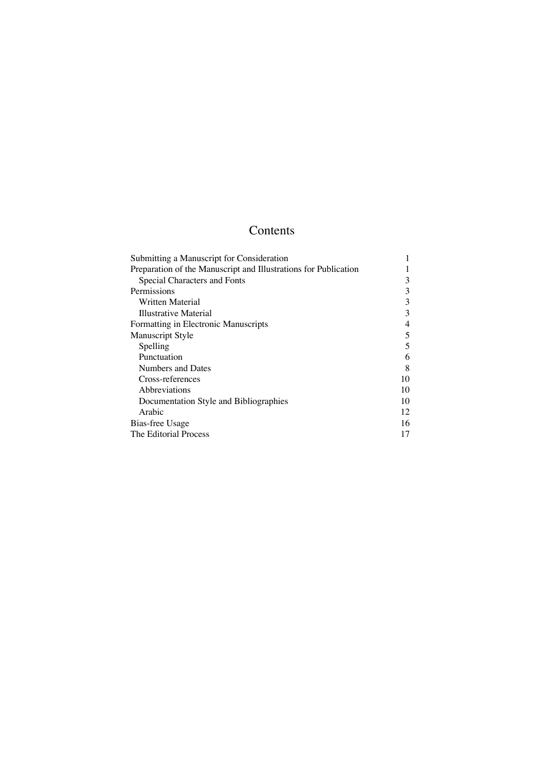# Contents

| | |
|---|---|
| Submitting a Manuscript for Consideration | 1 |
| Preparation of the Manuscript and Illustrations for Publication | 1 |
| &nbsp;&nbsp;&nbsp;Special Characters and Fonts | 3 |
| Permissions | 3 |
| &nbsp;&nbsp;&nbsp;Written Material | 3 |
| &nbsp;&nbsp;&nbsp;Illustrative Material | 3 |
| Formatting in Electronic Manuscripts | 4 |
| Manuscript Style | 5 |
| &nbsp;&nbsp;&nbsp;Spelling | 5 |
| &nbsp;&nbsp;&nbsp;Punctuation | 6 |
| &nbsp;&nbsp;&nbsp;Numbers and Dates | 8 |
| &nbsp;&nbsp;&nbsp;Cross-references | 10 |
| &nbsp;&nbsp;&nbsp;Abbreviations | 10 |
| &nbsp;&nbsp;&nbsp;Documentation Style and Bibliographies | 10 |
| &nbsp;&nbsp;&nbsp;Arabic | 12 |
| Bias-free Usage | 16 |
| The Editorial Process | 17 |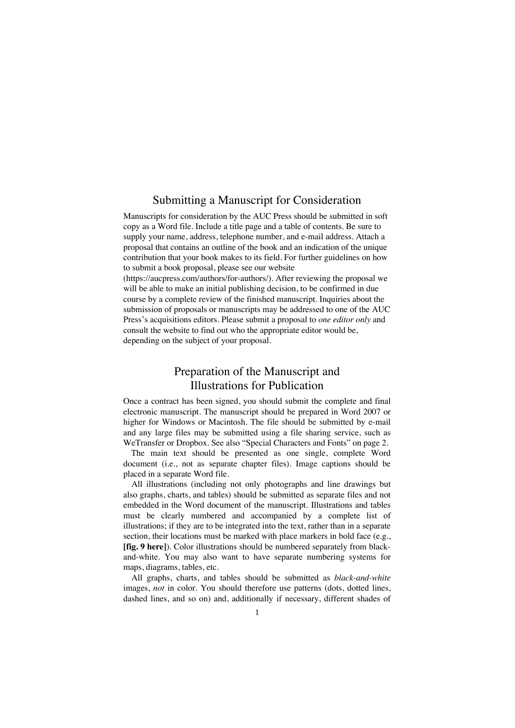## Submitting a Manuscript for Consideration

Manuscripts for consideration by the AUC Press should be submitted in soft copy as a Word file. Include a title page and a table of contents. Be sure to supply your name, address, telephone number, and e-mail address. Attach a proposal that contains an outline of the book and an indication of the unique contribution that your book makes to its field. For further guidelines on how to submit a book proposal, please see our website (https://aucpress.com/authors/for-authors/). After reviewing the proposal we will be able to make an initial publishing decision, to be confirmed in due course by a complete review of the finished manuscript. Inquiries about the submission of proposals or manuscripts may be addressed to one of the AUC Press's acquisitions editors. Please submit a proposal to *one editor only* and consult the website to find out who the appropriate editor would be, depending on the subject of your proposal.

## Preparation of the Manuscript and Illustrations for Publication

Once a contract has been signed, you should submit the complete and final electronic manuscript. The manuscript should be prepared in Word 2007 or higher for Windows or Macintosh. The file should be submitted by e-mail and any large files may be submitted using a file sharing service, such as WeTransfer or Dropbox. See also "Special Characters and Fonts" on page 2.

The main text should be presented as one single, complete Word document (i.e., not as separate chapter files). Image captions should be placed in a separate Word file.

All illustrations (including not only photographs and line drawings but also graphs, charts, and tables) should be submitted as separate files and not embedded in the Word document of the manuscript. Illustrations and tables must be clearly numbered and accompanied by a complete list of illustrations; if they are to be integrated into the text, rather than in a separate section, their locations must be marked with place markers in bold face (e.g., **[fig. 9 here]**). Color illustrations should be numbered separately from black-and-white. You may also want to have separate numbering systems for maps, diagrams, tables, etc.

All graphs, charts, and tables should be submitted as *black-and-white* images, *not* in color. You should therefore use patterns (dots, dotted lines, dashed lines, and so on) and, additionally if necessary, different shades of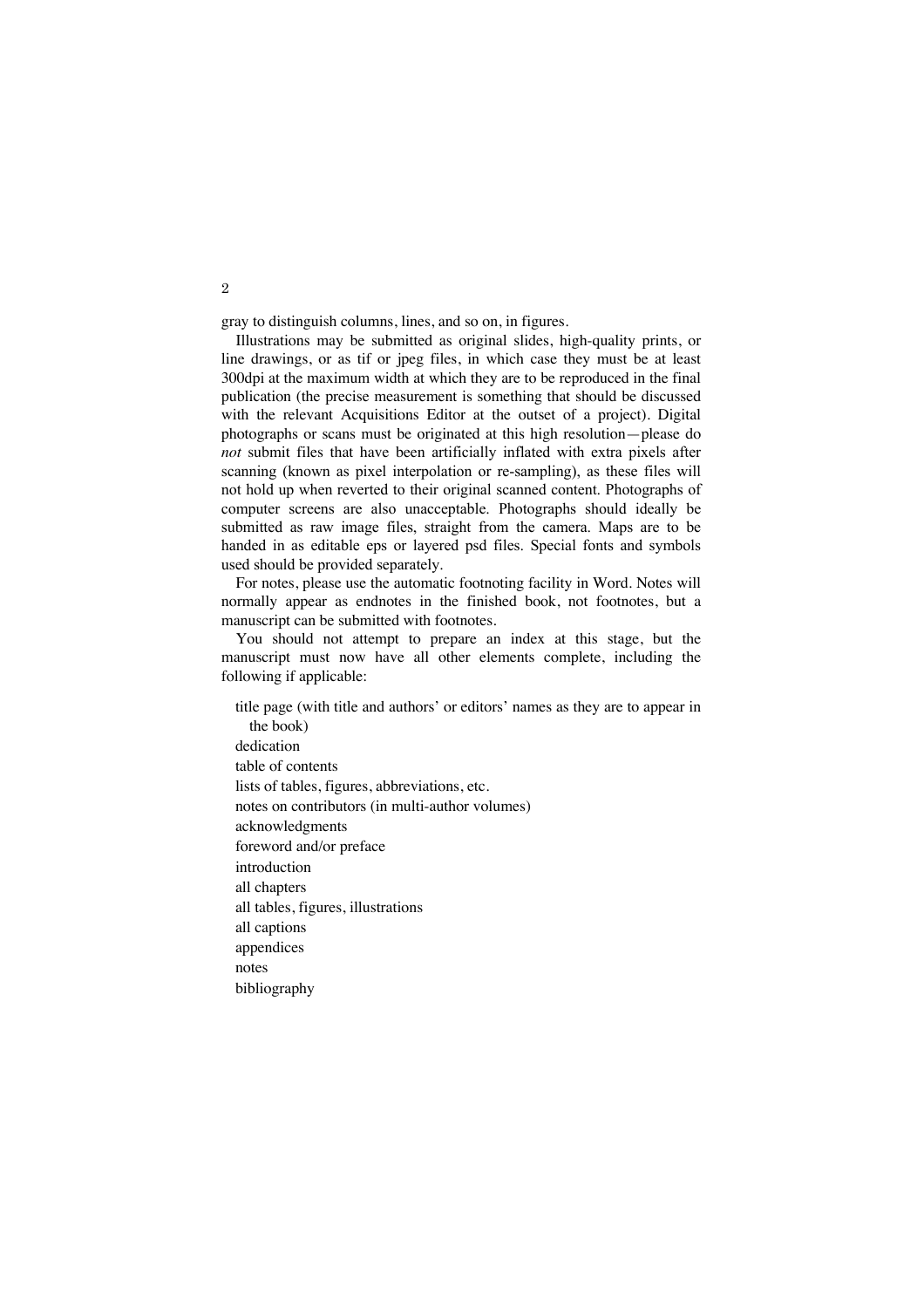gray to distinguish columns, lines, and so on, in figures.

Illustrations may be submitted as original slides, high-quality prints, or line drawings, or as tif or jpeg files, in which case they must be at least 300dpi at the maximum width at which they are to be reproduced in the final publication (the precise measurement is something that should be discussed with the relevant Acquisitions Editor at the outset of a project). Digital photographs or scans must be originated at this high resolution—please do *not* submit files that have been artificially inflated with extra pixels after scanning (known as pixel interpolation or re-sampling), as these files will not hold up when reverted to their original scanned content. Photographs of computer screens are also unacceptable. Photographs should ideally be submitted as raw image files, straight from the camera. Maps are to be handed in as editable eps or layered psd files. Special fonts and symbols used should be provided separately.

For notes, please use the automatic footnoting facility in Word. Notes will normally appear as endnotes in the finished book, not footnotes, but a manuscript can be submitted with footnotes.

You should not attempt to prepare an index at this stage, but the manuscript must now have all other elements complete, including the following if applicable:

- title page (with title and authors' or editors' names as they are to appear in the book)
- dedication
- table of contents
- lists of tables, figures, abbreviations, etc.
- notes on contributors (in multi-author volumes)
- acknowledgments
- foreword and/or preface
- introduction
- all chapters
- all tables, figures, illustrations
- all captions
- appendices
- notes
- bibliography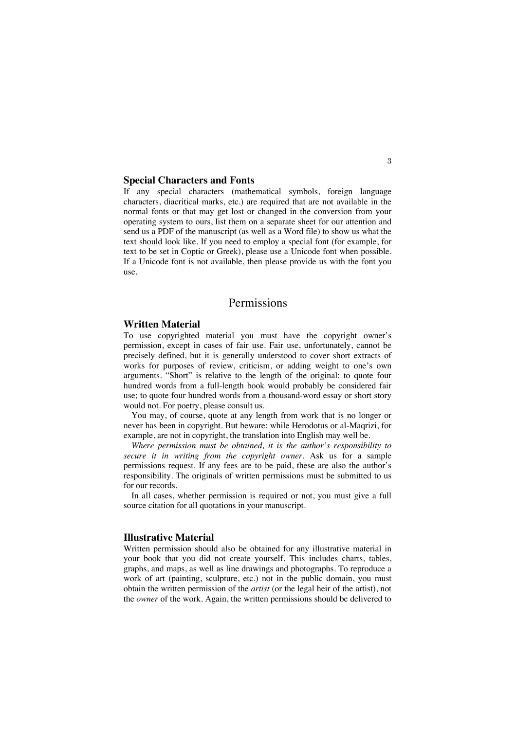### Special Characters and Fonts

If any special characters (mathematical symbols, foreign language characters, diacritical marks, etc.) are required that are not available in the normal fonts or that may get lost or changed in the conversion from your operating system to ours, list them on a separate sheet for our attention and send us a PDF of the manuscript (as well as a Word file) to show us what the text should look like. If you need to employ a special font (for example, for text to be set in Coptic or Greek), please use a Unicode font when possible. If a Unicode font is not available, then please provide us with the font you use.

## Permissions

### Written Material

To use copyrighted material you must have the copyright owner's permission, except in cases of fair use. Fair use, unfortunately, cannot be precisely defined, but it is generally understood to cover short extracts of works for purposes of review, criticism, or adding weight to one's own arguments. "Short" is relative to the length of the original: to quote four hundred words from a full-length book would probably be considered fair use; to quote four hundred words from a thousand-word essay or short story would not. For poetry, please consult us.

You may, of course, quote at any length from work that is no longer or never has been in copyright. But beware: while Herodotus or al-Maqrizi, for example, are not in copyright, the translation into English may well be.

*Where permission must be obtained, it is the author's responsibility to secure it in writing from the copyright owner*. Ask us for a sample permissions request. If any fees are to be paid, these are also the author's responsibility. The originals of written permissions must be submitted to us for our records.

In all cases, whether permission is required or not, you must give a full source citation for all quotations in your manuscript.

### Illustrative Material

Written permission should also be obtained for any illustrative material in your book that you did not create yourself. This includes charts, tables, graphs, and maps, as well as line drawings and photographs. To reproduce a work of art (painting, sculpture, etc.) not in the public domain, you must obtain the written permission of the *artist* (or the legal heir of the artist), not the *owner* of the work. Again, the written permissions should be delivered to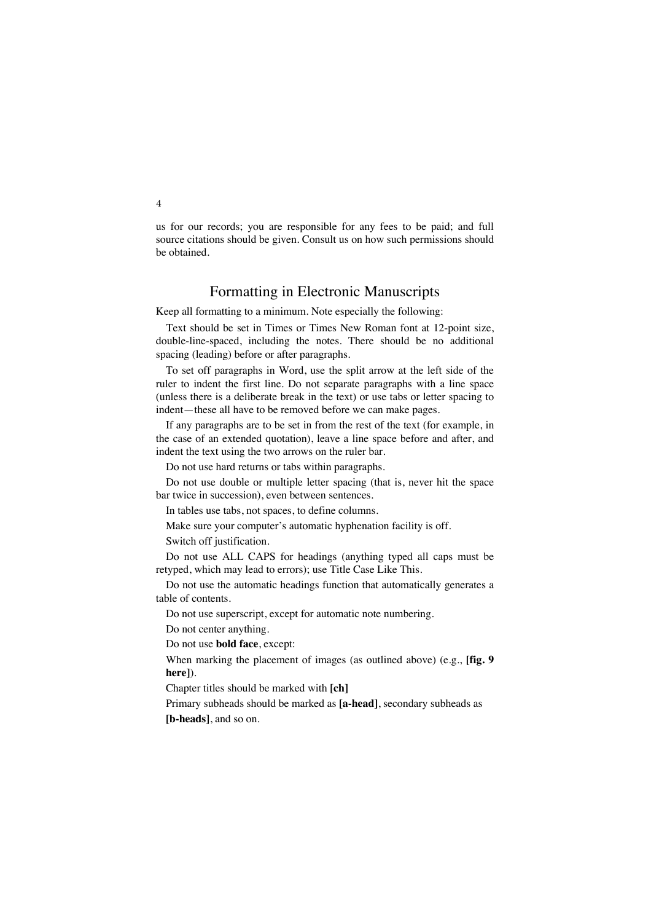us for our records; you are responsible for any fees to be paid; and full source citations should be given. Consult us on how such permissions should be obtained.

## Formatting in Electronic Manuscripts

Keep all formatting to a minimum. Note especially the following:

Text should be set in Times or Times New Roman font at 12-point size, double-line-spaced, including the notes. There should be no additional spacing (leading) before or after paragraphs.

To set off paragraphs in Word, use the split arrow at the left side of the ruler to indent the first line. Do not separate paragraphs with a line space (unless there is a deliberate break in the text) or use tabs or letter spacing to indent—these all have to be removed before we can make pages.

If any paragraphs are to be set in from the rest of the text (for example, in the case of an extended quotation), leave a line space before and after, and indent the text using the two arrows on the ruler bar.

Do not use hard returns or tabs within paragraphs.

Do not use double or multiple letter spacing (that is, never hit the space bar twice in succession), even between sentences.

In tables use tabs, not spaces, to define columns.

Make sure your computer's automatic hyphenation facility is off.

Switch off justification.

Do not use ALL CAPS for headings (anything typed all caps must be retyped, which may lead to errors); use Title Case Like This.

Do not use the automatic headings function that automatically generates a table of contents.

Do not use superscript, except for automatic note numbering.

Do not center anything.

Do not use **bold face**, except:

When marking the placement of images (as outlined above) (e.g., **[fig. 9 here]**).

Chapter titles should be marked with **[ch]**

Primary subheads should be marked as **[a-head]**, secondary subheads as **[b-heads]**, and so on.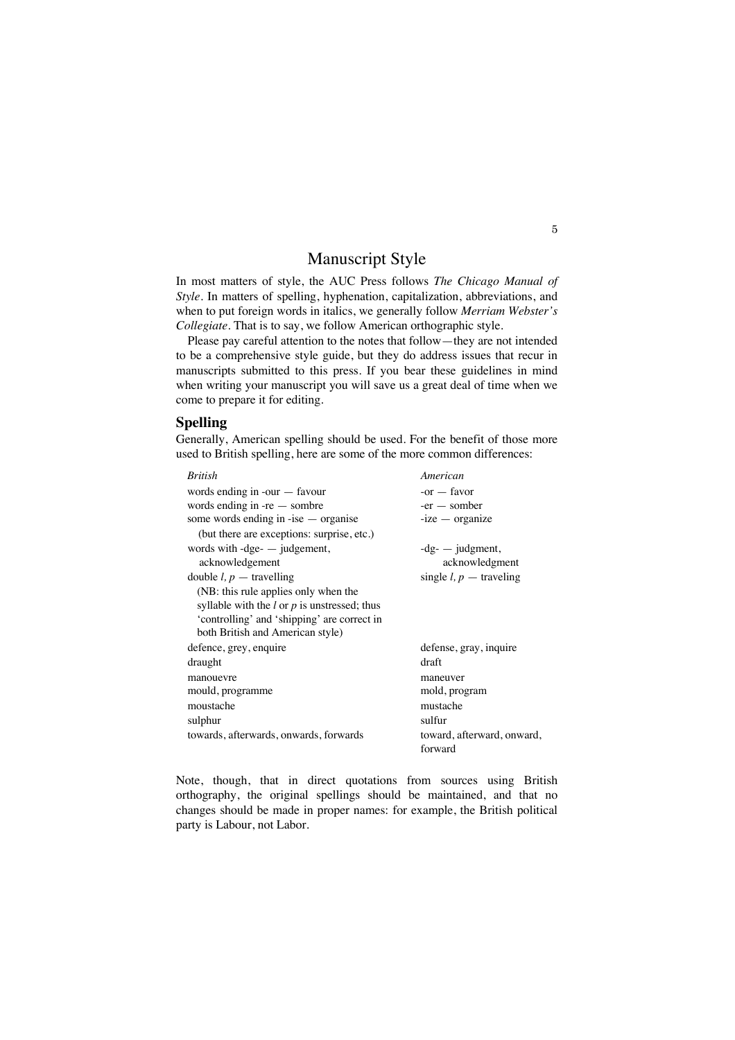# Manuscript Style

In most matters of style, the AUC Press follows *The Chicago Manual of Style*. In matters of spelling, hyphenation, capitalization, abbreviations, and when to put foreign words in italics, we generally follow *Merriam Webster's Collegiate*. That is to say, we follow American orthographic style.

Please pay careful attention to the notes that follow—they are not intended to be a comprehensive style guide, but they do address issues that recur in manuscripts submitted to this press. If you bear these guidelines in mind when writing your manuscript you will save us a great deal of time when we come to prepare it for editing.

## Spelling

Generally, American spelling should be used. For the benefit of those more used to British spelling, here are some of the more common differences:

| *British* | *American* |
|---|---|
| words ending in -our — favour | -or — favor |
| words ending in -re — sombre | -er — somber |
| some words ending in -ise — organise (but there are exceptions: surprise, etc.) | -ize — organize |
| words with -dge- — judgement, acknowledgement | -dg- — judgment, acknowledgment |
| double *l, p* — travelling (NB: this rule applies only when the syllable with the *l* or *p* is unstressed; thus 'controlling' and 'shipping' are correct in both British and American style) | single *l, p* — traveling |
| defence, grey, enquire | defense, gray, inquire |
| draught | draft |
| manouevre | maneuver |
| mould, programme | mold, program |
| moustache | mustache |
| sulphur | sulfur |
| towards, afterwards, onwards, forwards | toward, afterward, onward, forward |

Note, though, that in direct quotations from sources using British orthography, the original spellings should be maintained, and that no changes should be made in proper names: for example, the British political party is Labour, not Labor.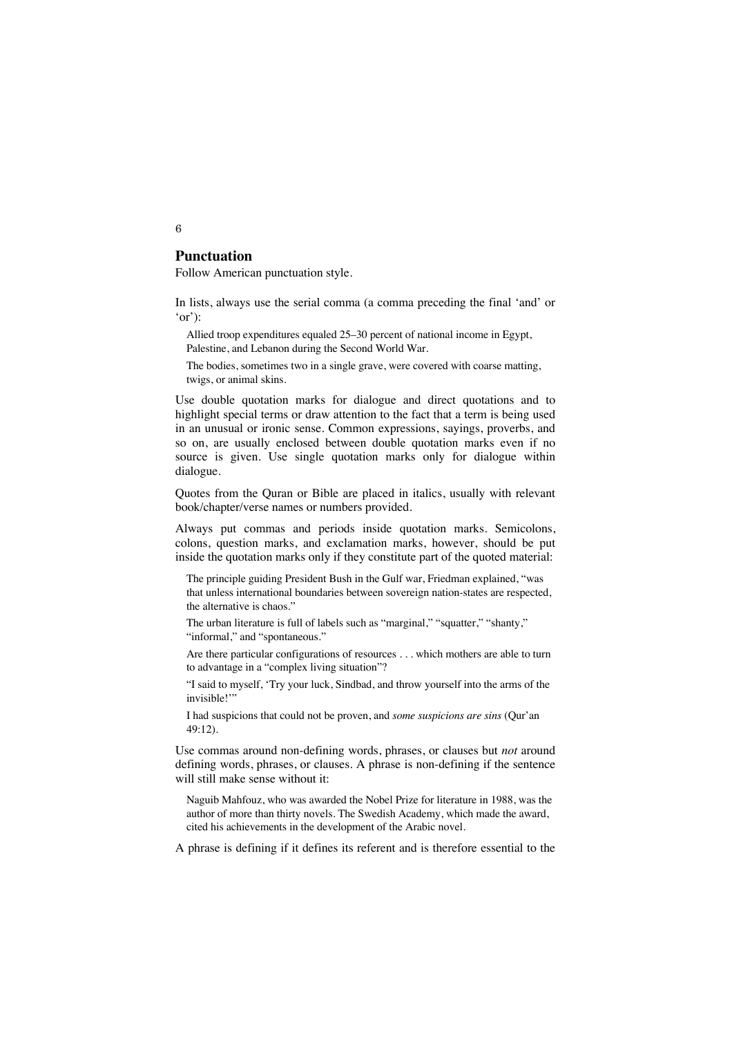## Punctuation

Follow American punctuation style.

In lists, always use the serial comma (a comma preceding the final 'and' or 'or'):

> Allied troop expenditures equaled 25–30 percent of national income in Egypt, Palestine, and Lebanon during the Second World War.
>
> The bodies, sometimes two in a single grave, were covered with coarse matting, twigs, or animal skins.

Use double quotation marks for dialogue and direct quotations and to highlight special terms or draw attention to the fact that a term is being used in an unusual or ironic sense. Common expressions, sayings, proverbs, and so on, are usually enclosed between double quotation marks even if no source is given. Use single quotation marks only for dialogue within dialogue.

Quotes from the Quran or Bible are placed in italics, usually with relevant book/chapter/verse names or numbers provided.

Always put commas and periods inside quotation marks. Semicolons, colons, question marks, and exclamation marks, however, should be put inside the quotation marks only if they constitute part of the quoted material:

> The principle guiding President Bush in the Gulf war, Friedman explained, "was that unless international boundaries between sovereign nation-states are respected, the alternative is chaos."
>
> The urban literature is full of labels such as "marginal," "squatter," "shanty," "informal," and "spontaneous."
>
> Are there particular configurations of resources . . . which mothers are able to turn to advantage in a "complex living situation"?
>
> "I said to myself, 'Try your luck, Sindbad, and throw yourself into the arms of the invisible!'"
>
> I had suspicions that could not be proven, and *some suspicions are sins* (Qur'an 49:12).

Use commas around non-defining words, phrases, or clauses but *not* around defining words, phrases, or clauses. A phrase is non-defining if the sentence will still make sense without it:

> Naguib Mahfouz, who was awarded the Nobel Prize for literature in 1988, was the author of more than thirty novels. The Swedish Academy, which made the award, cited his achievements in the development of the Arabic novel.

A phrase is defining if it defines its referent and is therefore essential to the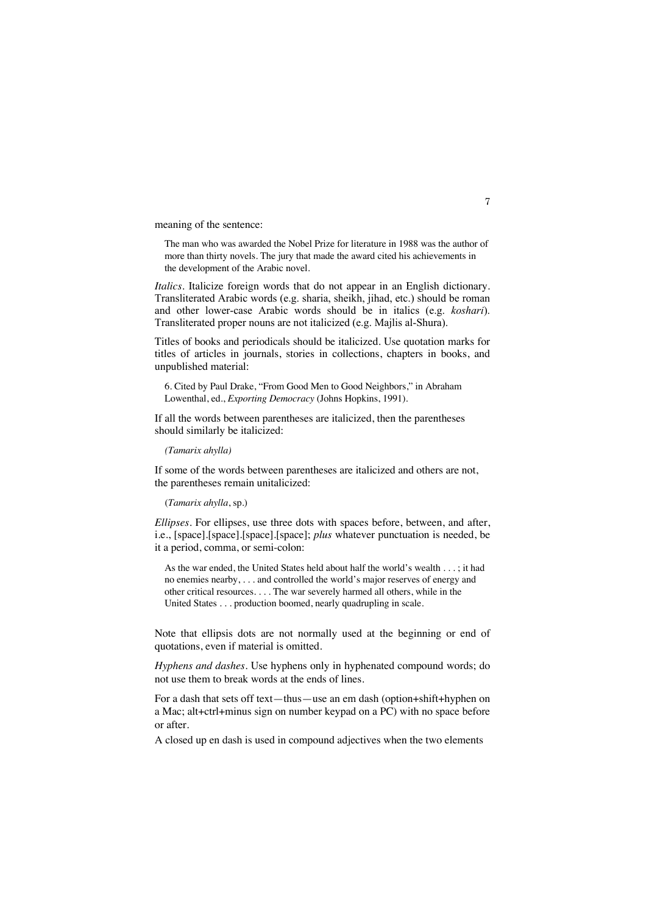meaning of the sentence:

> The man who was awarded the Nobel Prize for literature in 1988 was the author of more than thirty novels. The jury that made the award cited his achievements in the development of the Arabic novel.

*Italics*. Italicize foreign words that do not appear in an English dictionary. Transliterated Arabic words (e.g. sharia, sheikh, jihad, etc.) should be roman and other lower-case Arabic words should be in italics (e.g. *koshari*). Transliterated proper nouns are not italicized (e.g. Majlis al-Shura).

Titles of books and periodicals should be italicized. Use quotation marks for titles of articles in journals, stories in collections, chapters in books, and unpublished material:

> 6. Cited by Paul Drake, "From Good Men to Good Neighbors," in Abraham Lowenthal, ed., *Exporting Democracy* (Johns Hopkins, 1991).

If all the words between parentheses are italicized, then the parentheses should similarly be italicized:

> *(Tamarix ahylla)*

If some of the words between parentheses are italicized and others are not, the parentheses remain unitalicized:

> (*Tamarix ahylla*, sp.)

*Ellipses*. For ellipses, use three dots with spaces before, between, and after, i.e., [space].[space].[space].[space]; *plus* whatever punctuation is needed, be it a period, comma, or semi-colon:

> As the war ended, the United States held about half the world's wealth . . . ; it had no enemies nearby, . . . and controlled the world's major reserves of energy and other critical resources. . . . The war severely harmed all others, while in the United States . . . production boomed, nearly quadrupling in scale.

Note that ellipsis dots are not normally used at the beginning or end of quotations, even if material is omitted.

*Hyphens and dashes*. Use hyphens only in hyphenated compound words; do not use them to break words at the ends of lines.

For a dash that sets off text—thus—use an em dash (option+shift+hyphen on a Mac; alt+ctrl+minus sign on number keypad on a PC) with no space before or after.

A closed up en dash is used in compound adjectives when the two elements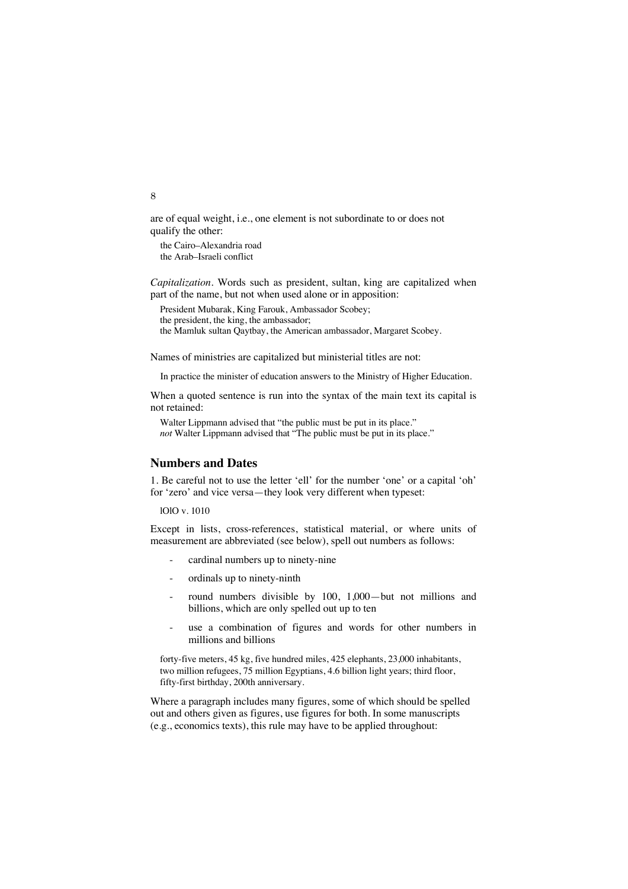are of equal weight, i.e., one element is not subordinate to or does not qualify the other:

> the Cairo–Alexandria road
> the Arab–Israeli conflict

*Capitalization*. Words such as president, sultan, king are capitalized when part of the name, but not when used alone or in apposition:

> President Mubarak, King Farouk, Ambassador Scobey;
> the president, the king, the ambassador;
> the Mamluk sultan Qaytbay, the American ambassador, Margaret Scobey.

Names of ministries are capitalized but ministerial titles are not:

> In practice the minister of education answers to the Ministry of Higher Education.

When a quoted sentence is run into the syntax of the main text its capital is not retained:

> Walter Lippmann advised that "the public must be put in its place."
> *not* Walter Lippmann advised that "The public must be put in its place."

## Numbers and Dates

1. Be careful not to use the letter 'ell' for the number 'one' or a capital 'oh' for 'zero' and vice versa—they look very different when typeset:

> lOlO v. 1010

Except in lists, cross-references, statistical material, or where units of measurement are abbreviated (see below), spell out numbers as follows:

- cardinal numbers up to ninety-nine
- ordinals up to ninety-ninth
- round numbers divisible by 100, 1,000—but not millions and billions, which are only spelled out up to ten
- use a combination of figures and words for other numbers in millions and billions

> forty-five meters, 45 kg, five hundred miles, 425 elephants, 23,000 inhabitants, two million refugees, 75 million Egyptians, 4.6 billion light years; third floor, fifty-first birthday, 200th anniversary.

Where a paragraph includes many figures, some of which should be spelled out and others given as figures, use figures for both. In some manuscripts (e.g., economics texts), this rule may have to be applied throughout: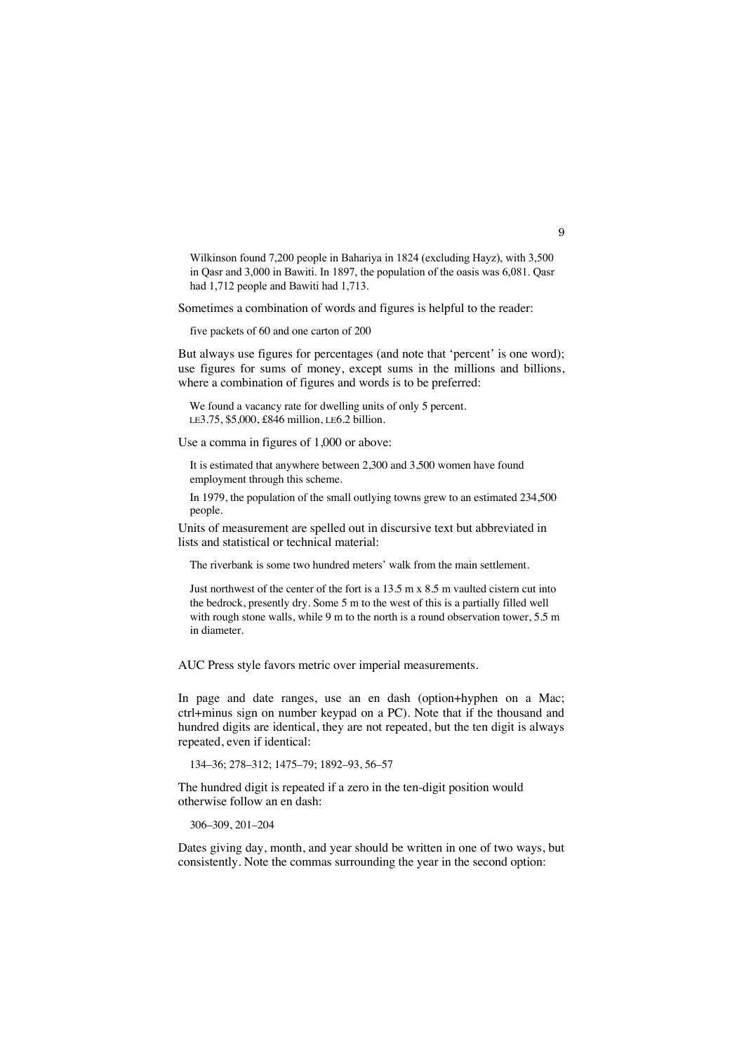Wilkinson found 7,200 people in Bahariya in 1824 (excluding Hayz), with 3,500 in Qasr and 3,000 in Bawiti. In 1897, the population of the oasis was 6,081. Qasr had 1,712 people and Bawiti had 1,713.

Sometimes a combination of words and figures is helpful to the reader:

five packets of 60 and one carton of 200

But always use figures for percentages (and note that 'percent' is one word); use figures for sums of money, except sums in the millions and billions, where a combination of figures and words is to be preferred:

We found a vacancy rate for dwelling units of only 5 percent.
LE3.75, $5,000, £846 million, LE6.2 billion.

Use a comma in figures of 1,000 or above:

It is estimated that anywhere between 2,300 and 3,500 women have found employment through this scheme.

In 1979, the population of the small outlying towns grew to an estimated 234,500 people.

Units of measurement are spelled out in discursive text but abbreviated in lists and statistical or technical material:

The riverbank is some two hundred meters' walk from the main settlement.

Just northwest of the center of the fort is a 13.5 m x 8.5 m vaulted cistern cut into the bedrock, presently dry. Some 5 m to the west of this is a partially filled well with rough stone walls, while 9 m to the north is a round observation tower, 5.5 m in diameter.

AUC Press style favors metric over imperial measurements.

In page and date ranges, use an en dash (option+hyphen on a Mac; ctrl+minus sign on number keypad on a PC). Note that if the thousand and hundred digits are identical, they are not repeated, but the ten digit is always repeated, even if identical:

134–36; 278–312; 1475–79; 1892–93, 56–57

The hundred digit is repeated if a zero in the ten-digit position would otherwise follow an en dash:

306–309, 201–204

Dates giving day, month, and year should be written in one of two ways, but consistently. Note the commas surrounding the year in the second option: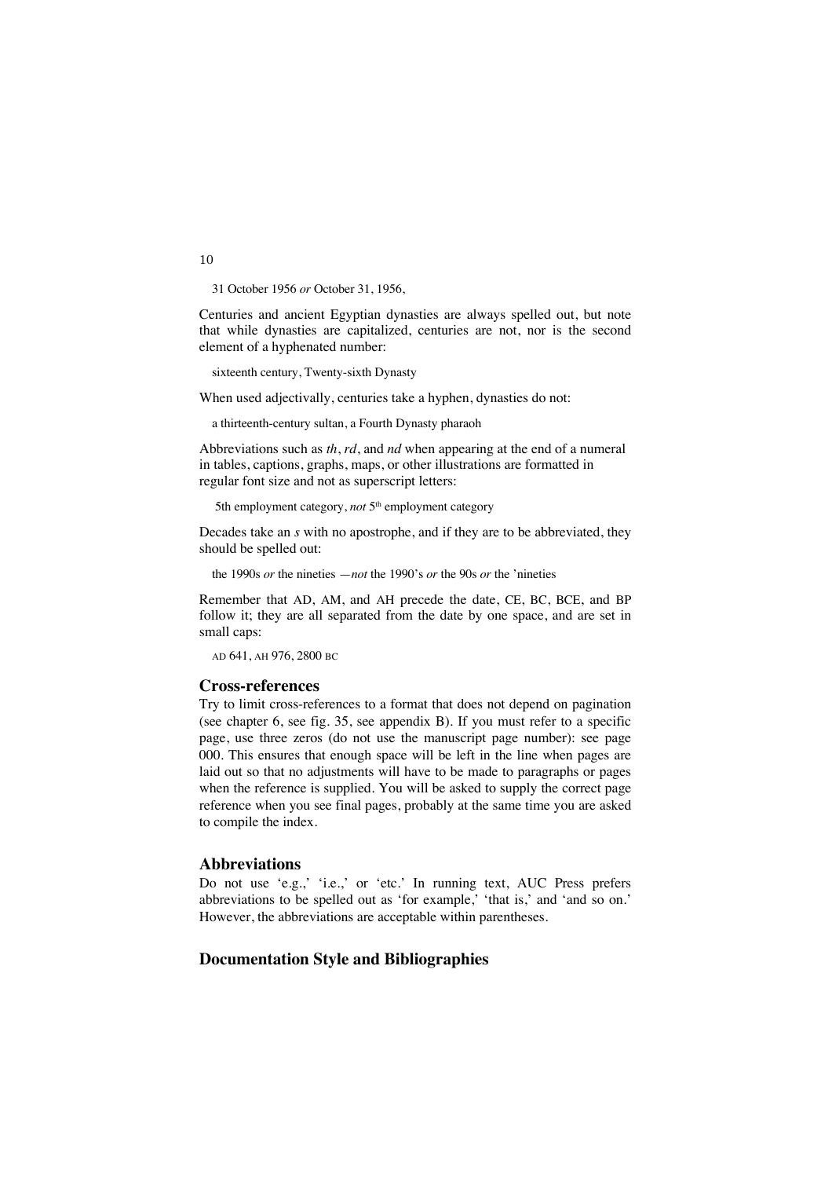31 October 1956 *or* October 31, 1956,

Centuries and ancient Egyptian dynasties are always spelled out, but note that while dynasties are capitalized, centuries are not, nor is the second element of a hyphenated number:

sixteenth century, Twenty-sixth Dynasty

When used adjectivally, centuries take a hyphen, dynasties do not:

a thirteenth-century sultan, a Fourth Dynasty pharaoh

Abbreviations such as *th*, *rd*, and *nd* when appearing at the end of a numeral in tables, captions, graphs, maps, or other illustrations are formatted in regular font size and not as superscript letters:

5th employment category, *not* 5$^{th}$ employment category

Decades take an *s* with no apostrophe, and if they are to be abbreviated, they should be spelled out:

the 1990s *or* the nineties —*not* the 1990's *or* the 90s *or* the 'nineties

Remember that AD, AM, and AH precede the date, CE, BC, BCE, and BP follow it; they are all separated from the date by one space, and are set in small caps:

AD 641, AH 976, 2800 BC

## Cross-references

Try to limit cross-references to a format that does not depend on pagination (see chapter 6, see fig. 35, see appendix B). If you must refer to a specific page, use three zeros (do not use the manuscript page number): see page 000. This ensures that enough space will be left in the line when pages are laid out so that no adjustments will have to be made to paragraphs or pages when the reference is supplied. You will be asked to supply the correct page reference when you see final pages, probably at the same time you are asked to compile the index.

## Abbreviations

Do not use 'e.g.,' 'i.e.,' or 'etc.' In running text, AUC Press prefers abbreviations to be spelled out as 'for example,' 'that is,' and 'and so on.' However, the abbreviations are acceptable within parentheses.

## Documentation Style and Bibliographies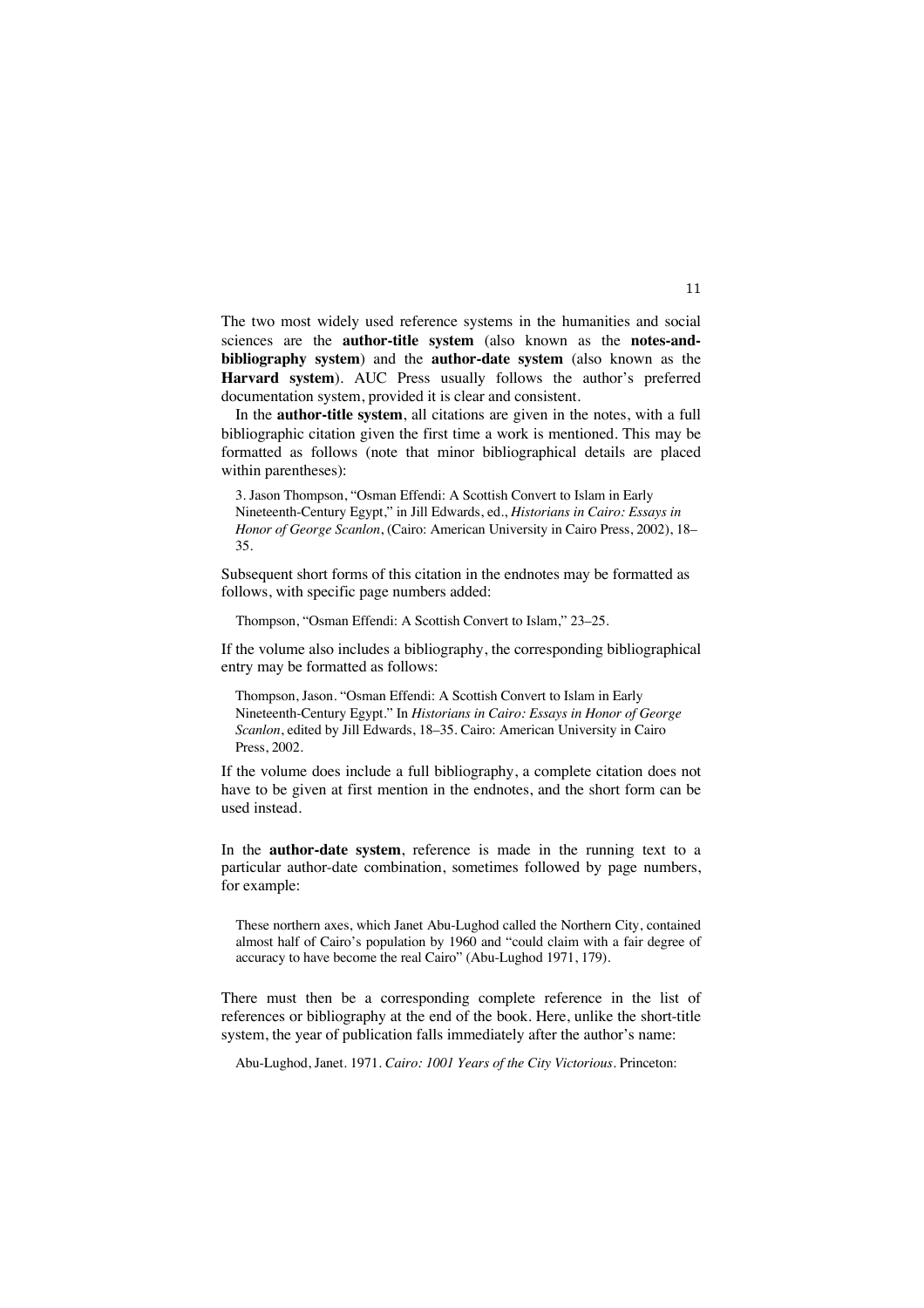The two most widely used reference systems in the humanities and social sciences are the **author-title system** (also known as the **notes-and-bibliography system**) and the **author-date system** (also known as the **Harvard system**). AUC Press usually follows the author's preferred documentation system, provided it is clear and consistent.

In the **author-title system**, all citations are given in the notes, with a full bibliographic citation given the first time a work is mentioned. This may be formatted as follows (note that minor bibliographical details are placed within parentheses):

> 3. Jason Thompson, "Osman Effendi: A Scottish Convert to Islam in Early Nineteenth-Century Egypt," in Jill Edwards, ed., *Historians in Cairo: Essays in Honor of George Scanlon*, (Cairo: American University in Cairo Press, 2002), 18–35.

Subsequent short forms of this citation in the endnotes may be formatted as follows, with specific page numbers added:

> Thompson, "Osman Effendi: A Scottish Convert to Islam," 23–25.

If the volume also includes a bibliography, the corresponding bibliographical entry may be formatted as follows:

> Thompson, Jason. "Osman Effendi: A Scottish Convert to Islam in Early Nineteenth-Century Egypt." In *Historians in Cairo: Essays in Honor of George Scanlon*, edited by Jill Edwards, 18–35. Cairo: American University in Cairo Press, 2002.

If the volume does include a full bibliography, a complete citation does not have to be given at first mention in the endnotes, and the short form can be used instead.

In the **author-date system**, reference is made in the running text to a particular author-date combination, sometimes followed by page numbers, for example:

> These northern axes, which Janet Abu-Lughod called the Northern City, contained almost half of Cairo's population by 1960 and "could claim with a fair degree of accuracy to have become the real Cairo" (Abu-Lughod 1971, 179).

There must then be a corresponding complete reference in the list of references or bibliography at the end of the book. Here, unlike the short-title system, the year of publication falls immediately after the author's name:

> Abu-Lughod, Janet. 1971. *Cairo: 1001 Years of the City Victorious*. Princeton: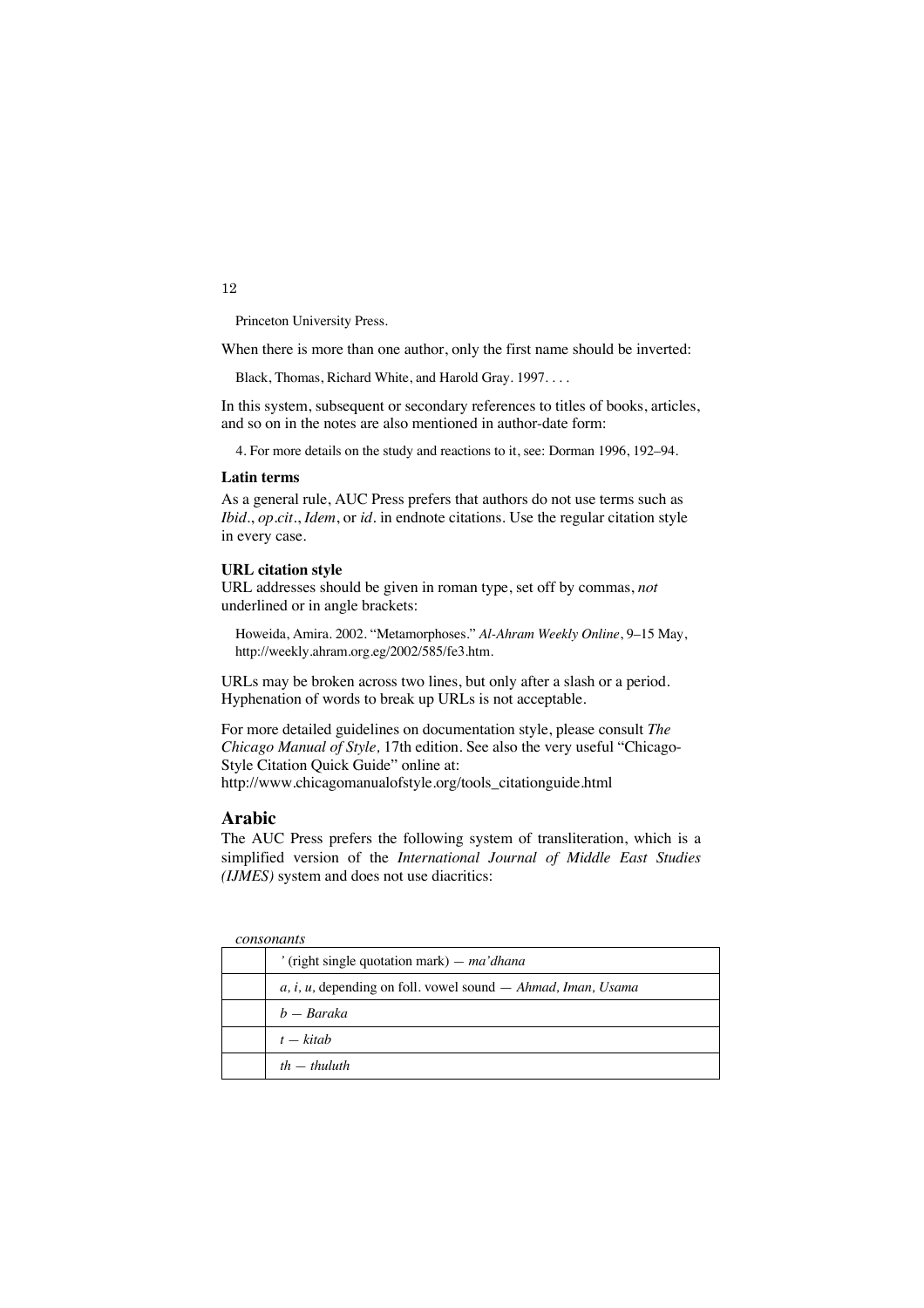Princeton University Press.

When there is more than one author, only the first name should be inverted:

Black, Thomas, Richard White, and Harold Gray. 1997. . . .

In this system, subsequent or secondary references to titles of books, articles, and so on in the notes are also mentioned in author-date form:

4. For more details on the study and reactions to it, see: Dorman 1996, 192–94.

**Latin terms**

As a general rule, AUC Press prefers that authors do not use terms such as *Ibid*., *op.cit*., *Idem*, or *id*. in endnote citations. Use the regular citation style in every case.

**URL citation style**

URL addresses should be given in roman type, set off by commas, *not* underlined or in angle brackets:

Howeida, Amira. 2002. "Metamorphoses." *Al-Ahram Weekly Online*, 9–15 May, http://weekly.ahram.org.eg/2002/585/fe3.htm.

URLs may be broken across two lines, but only after a slash or a period. Hyphenation of words to break up URLs is not acceptable.

For more detailed guidelines on documentation style, please consult *The Chicago Manual of Style,* 17th edition. See also the very useful "Chicago-Style Citation Quick Guide" online at:
http://www.chicagomanualofstyle.org/tools_citationguide.html

## Arabic

The AUC Press prefers the following system of transliteration, which is a simplified version of the *International Journal of Middle East Studies (IJMES)* system and does not use diacritics:

*consonants*

| | |
|---|---|
| | ' (right single quotation mark) — *ma'dhana* |
| | *a, i, u,* depending on foll. vowel sound — *Ahmad, Iman, Usama* |
| | *b — Baraka* |
| | *t — kitab* |
| | *th — thuluth* |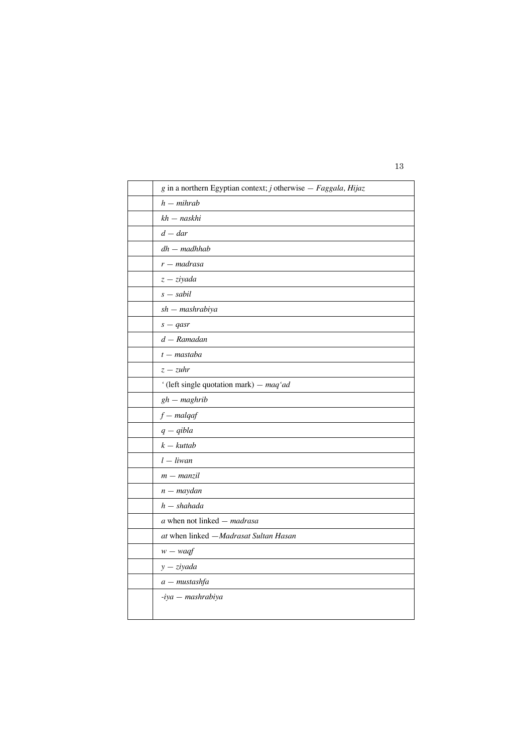| | |
|---|---|
| | *g* in a northern Egyptian context; *j* otherwise — *Faggala, Hijaz* |
| | *h — mihrab* |
| | *kh — naskhi* |
| | *d — dar* |
| | *dh — madhhab* |
| | *r — madrasa* |
| | *z — ziyada* |
| | *s — sabil* |
| | *sh — mashrabiya* |
| | *s — qasr* |
| | *d — Ramadan* |
| | *t — mastaba* |
| | *z — zuhr* |
| | ‘ (left single quotation mark) — *maq‘ad* |
| | *gh — maghrib* |
| | *f — malqaf* |
| | *q — qibla* |
| | *k — kuttab* |
| | *l — liwan* |
| | *m — manzil* |
| | *n — maydan* |
| | *h — shahada* |
| | *a* when not linked — *madrasa* |
| | *at* when linked —*Madrasat Sultan Hasan* |
| | *w — waqf* |
| | *y — ziyada* |
| | *a — mustashfa* |
| | *-iya — mashrabiya* |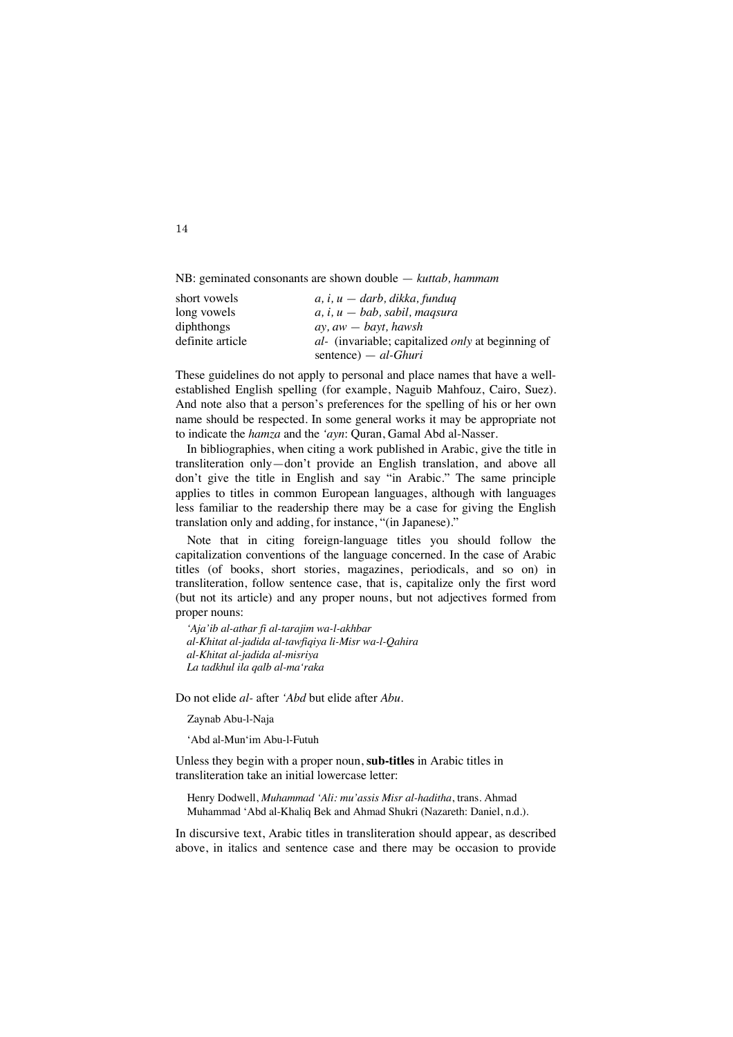NB: geminated consonants are shown double — *kuttab, hammam*

| | |
|---|---|
| short vowels | *a, i, u — darb, dikka, funduq* |
| long vowels | *a, i, u — bab, sabil, maqsura* |
| diphthongs | *ay, aw — bayt, hawsh* |
| definite article | *al-* (invariable; capitalized *only* at beginning of sentence) — *al-Ghuri* |

These guidelines do not apply to personal and place names that have a well-established English spelling (for example, Naguib Mahfouz, Cairo, Suez). And note also that a person's preferences for the spelling of his or her own name should be respected. In some general works it may be appropriate not to indicate the *hamza* and the *'ayn*: Quran, Gamal Abd al-Nasser.

In bibliographies, when citing a work published in Arabic, give the title in transliteration only—don't provide an English translation, and above all don't give the title in English and say "in Arabic." The same principle applies to titles in common European languages, although with languages less familiar to the readership there may be a case for giving the English translation only and adding, for instance, "(in Japanese)."

Note that in citing foreign-language titles you should follow the capitalization conventions of the language concerned. In the case of Arabic titles (of books, short stories, magazines, periodicals, and so on) in transliteration, follow sentence case, that is, capitalize only the first word (but not its article) and any proper nouns, but not adjectives formed from proper nouns:

*'Aja'ib al-athar fi al-tarajim wa-l-akhbar*
*al-Khitat al-jadida al-tawfiqiya li-Misr wa-l-Qahira*
*al-Khitat al-jadida al-misriya*
*La tadkhul ila qalb al-ma'raka*

Do not elide *al-* after *'Abd* but elide after *Abu*.

Zaynab Abu-l-Naja

'Abd al-Mun'im Abu-l-Futuh

Unless they begin with a proper noun, **sub-titles** in Arabic titles in transliteration take an initial lowercase letter:

Henry Dodwell, *Muhammad 'Ali: mu'assis Misr al-haditha*, trans. Ahmad Muhammad 'Abd al-Khaliq Bek and Ahmad Shukri (Nazareth: Daniel, n.d.).

In discursive text, Arabic titles in transliteration should appear, as described above, in italics and sentence case and there may be occasion to provide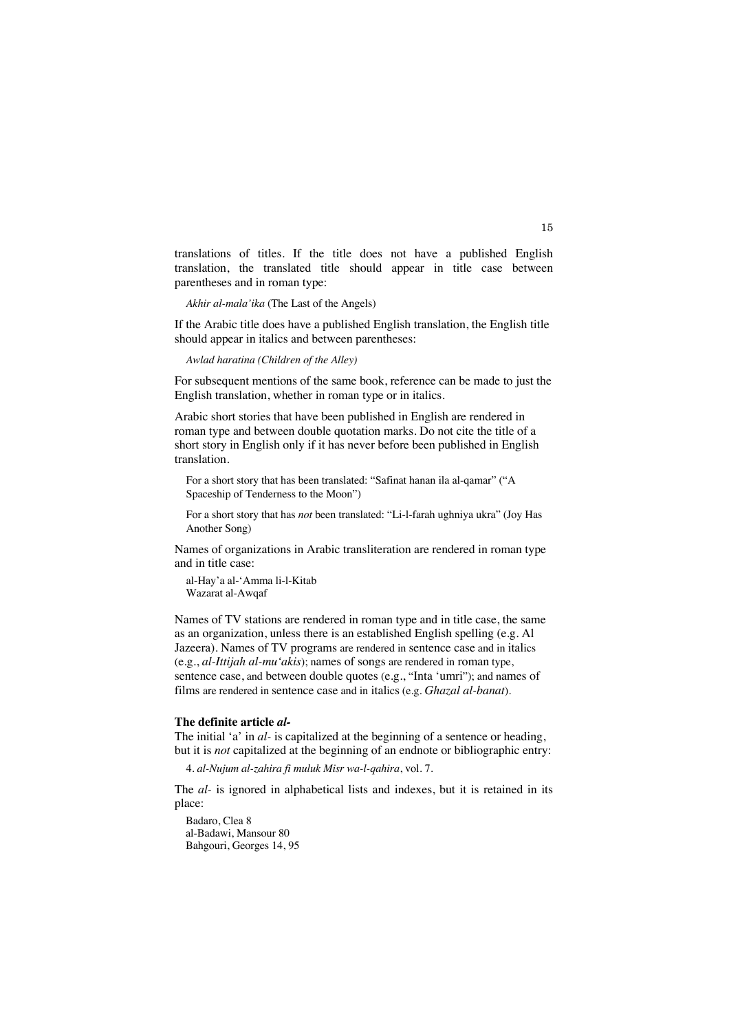translations of titles. If the title does not have a published English translation, the translated title should appear in title case between parentheses and in roman type:

> *Akhir al-mala'ika* (The Last of the Angels)

If the Arabic title does have a published English translation, the English title should appear in italics and between parentheses:

> *Awlad haratina (Children of the Alley)*

For subsequent mentions of the same book, reference can be made to just the English translation, whether in roman type or in italics.

Arabic short stories that have been published in English are rendered in roman type and between double quotation marks. Do not cite the title of a short story in English only if it has never before been published in English translation.

> For a short story that has been translated: "Safinat hanan ila al-qamar" ("A Spaceship of Tenderness to the Moon")
>
> For a short story that has *not* been translated: "Li-l-farah ughniya ukra" (Joy Has Another Song)

Names of organizations in Arabic transliteration are rendered in roman type and in title case:

> al-Hay'a al-'Amma li-l-Kitab
> Wazarat al-Awqaf

Names of TV stations are rendered in roman type and in title case, the same as an organization, unless there is an established English spelling (e.g. Al Jazeera). Names of TV programs are rendered in sentence case and in italics (e.g., *al-Ittijah al-mu'akis*); names of songs are rendered in roman type, sentence case, and between double quotes (e.g., "Inta 'umri"); and names of films are rendered in sentence case and in italics (e.g. *Ghazal al-banat*).

**The definite article *al-***

The initial 'a' in *al-* is capitalized at the beginning of a sentence or heading, but it is *not* capitalized at the beginning of an endnote or bibliographic entry:

> 4. *al-Nujum al-zahira fi muluk Misr wa-l-qahira*, vol. 7.

The *al-* is ignored in alphabetical lists and indexes, but it is retained in its place:

> Badaro, Clea 8
> al-Badawi, Mansour 80
> Bahgouri, Georges 14, 95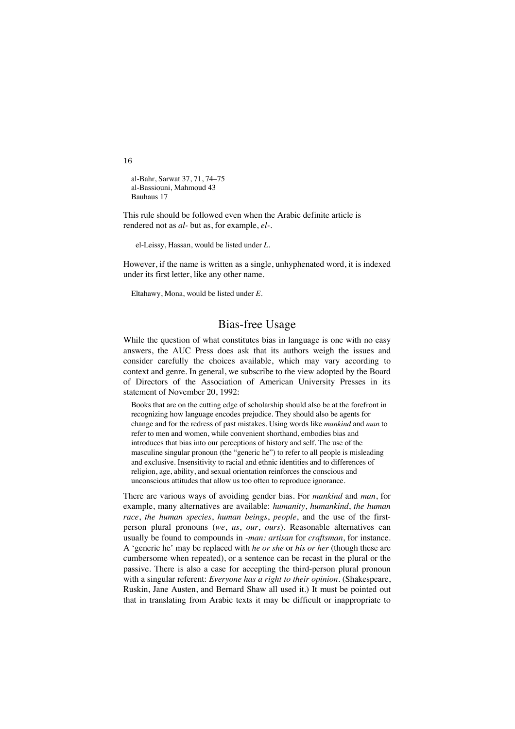al-Bahr, Sarwat 37, 71, 74–75
al-Bassiouni, Mahmoud 43
Bauhaus 17

This rule should be followed even when the Arabic definite article is rendered not as *al-* but as, for example, *el-*.

> el-Leissy, Hassan, would be listed under *L*.

However, if the name is written as a single, unhyphenated word, it is indexed under its first letter, like any other name.

> Eltahawy, Mona, would be listed under *E*.

## Bias-free Usage

While the question of what constitutes bias in language is one with no easy answers, the AUC Press does ask that its authors weigh the issues and consider carefully the choices available, which may vary according to context and genre. In general, we subscribe to the view adopted by the Board of Directors of the Association of American University Presses in its statement of November 20, 1992:

> Books that are on the cutting edge of scholarship should also be at the forefront in recognizing how language encodes prejudice. They should also be agents for change and for the redress of past mistakes. Using words like *mankind* and *man* to refer to men and women, while convenient shorthand, embodies bias and introduces that bias into our perceptions of history and self. The use of the masculine singular pronoun (the "generic he") to refer to all people is misleading and exclusive. Insensitivity to racial and ethnic identities and to differences of religion, age, ability, and sexual orientation reinforces the conscious and unconscious attitudes that allow us too often to reproduce ignorance.

There are various ways of avoiding gender bias. For *mankind* and *man*, for example, many alternatives are available: *humanity*, *humankind*, *the human race*, *the human species*, *human beings*, *people*, and the use of the first-person plural pronouns (*we*, *us*, *our*, *ours*). Reasonable alternatives can usually be found to compounds in *-man: artisan* for *craftsman*, for instance. A 'generic he' may be replaced with *he or she* or *his or her* (though these are cumbersome when repeated), or a sentence can be recast in the plural or the passive. There is also a case for accepting the third-person plural pronoun with a singular referent: *Everyone has a right to their opinion*. (Shakespeare, Ruskin, Jane Austen, and Bernard Shaw all used it.) It must be pointed out that in translating from Arabic texts it may be difficult or inappropriate to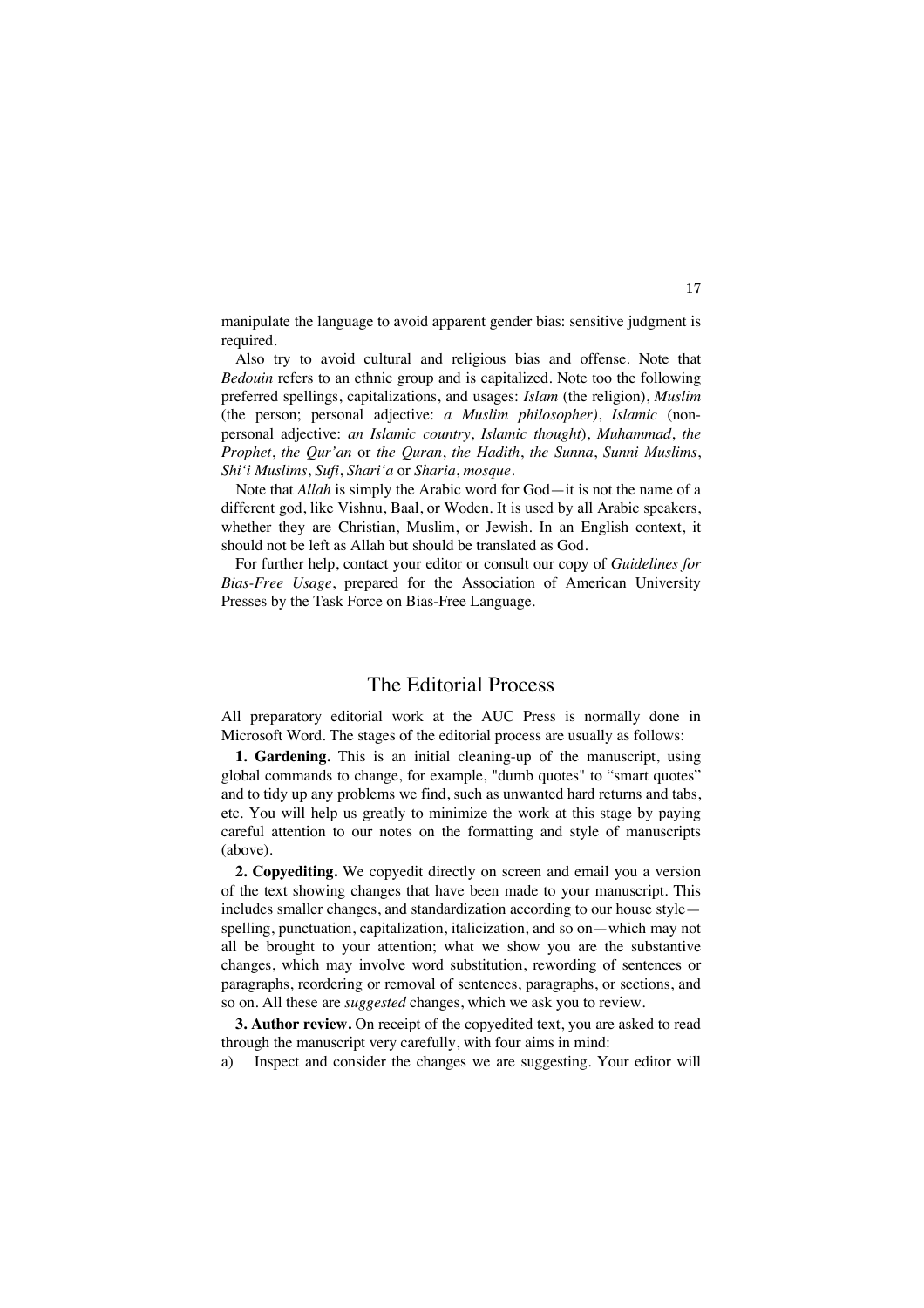manipulate the language to avoid apparent gender bias: sensitive judgment is required.

Also try to avoid cultural and religious bias and offense. Note that *Bedouin* refers to an ethnic group and is capitalized. Note too the following preferred spellings, capitalizations, and usages: *Islam* (the religion), *Muslim* (the person; personal adjective: *a Muslim philosopher)*, *Islamic* (non-personal adjective: *an Islamic country*, *Islamic thought*), *Muhammad*, *the Prophet*, *the Qur'an* or *the Quran*, *the Hadith*, *the Sunna*, *Sunni Muslims*, *Shi'i Muslims*, *Sufi*, *Shari'a* or *Sharia*, *mosque*.

Note that *Allah* is simply the Arabic word for God—it is not the name of a different god, like Vishnu, Baal, or Woden. It is used by all Arabic speakers, whether they are Christian, Muslim, or Jewish. In an English context, it should not be left as Allah but should be translated as God.

For further help, contact your editor or consult our copy of *Guidelines for Bias-Free Usage*, prepared for the Association of American University Presses by the Task Force on Bias-Free Language.

## The Editorial Process

All preparatory editorial work at the AUC Press is normally done in Microsoft Word. The stages of the editorial process are usually as follows:

**1. Gardening.** This is an initial cleaning-up of the manuscript, using global commands to change, for example, "dumb quotes" to “smart quotes” and to tidy up any problems we find, such as unwanted hard returns and tabs, etc. You will help us greatly to minimize the work at this stage by paying careful attention to our notes on the formatting and style of manuscripts (above).

**2. Copyediting.** We copyedit directly on screen and email you a version of the text showing changes that have been made to your manuscript. This includes smaller changes, and standardization according to our house style—spelling, punctuation, capitalization, italicization, and so on—which may not all be brought to your attention; what we show you are the substantive changes, which may involve word substitution, rewording of sentences or paragraphs, reordering or removal of sentences, paragraphs, or sections, and so on. All these are *suggested* changes, which we ask you to review.

**3. Author review.** On receipt of the copyedited text, you are asked to read through the manuscript very carefully, with four aims in mind:

a) Inspect and consider the changes we are suggesting. Your editor will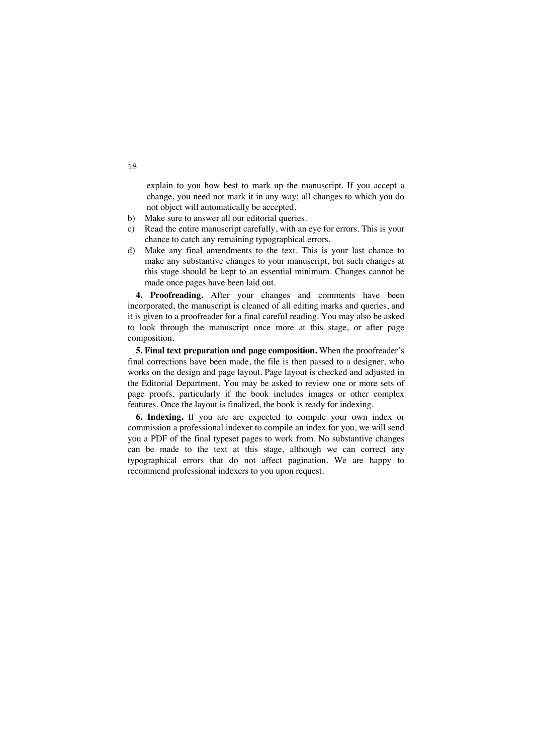explain to you how best to mark up the manuscript. If you accept a change, you need not mark it in any way; all changes to which you do not object will automatically be accepted.

b) Make sure to answer all our editorial queries.
c) Read the entire manuscript carefully, with an eye for errors. This is your chance to catch any remaining typographical errors.
d) Make any final amendments to the text. This is your last chance to make any substantive changes to your manuscript, but such changes at this stage should be kept to an essential minimum. Changes cannot be made once pages have been laid out.

**4. Proofreading.** After your changes and comments have been incorporated, the manuscript is cleaned of all editing marks and queries, and it is given to a proofreader for a final careful reading. You may also be asked to look through the manuscript once more at this stage, or after page composition.

**5. Final text preparation and page composition.** When the proofreader's final corrections have been made, the file is then passed to a designer, who works on the design and page layout. Page layout is checked and adjusted in the Editorial Department. You may be asked to review one or more sets of page proofs, particularly if the book includes images or other complex features. Once the layout is finalized, the book is ready for indexing.

**6. Indexing.** If you are are expected to compile your own index or commission a professional indexer to compile an index for you, we will send you a PDF of the final typeset pages to work from. No substantive changes can be made to the text at this stage, although we can correct any typographical errors that do not affect pagination. We are happy to recommend professional indexers to you upon request.